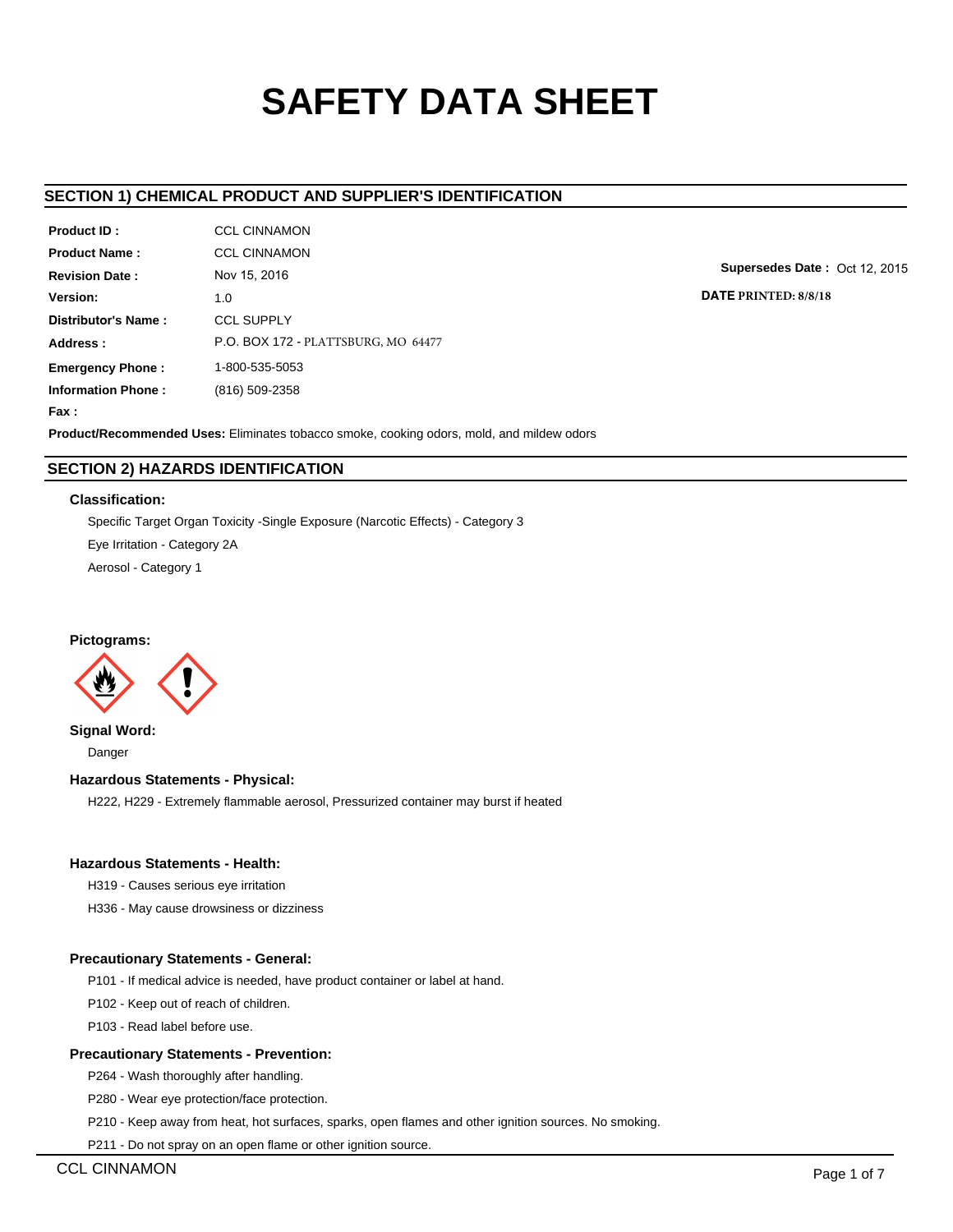# SAFETY DATA SHEET

## SECTION 1) CHEMICAL PRODUCT AND SUPPLIER'S IDENTIFICATION

**Product ID :** CCL CINNAMON

**Product Name :** CCL CINNAMON

**Revision Date :** Nov 15, 2016

**Supersedes Date :** Oct 12, 2015

**Version:** 1.0

**DATE PRINTED: 8/8/18**

**Distributor's Name :** CCL SUPPLY

**Address :** P.O. BOX 172 - PLATTSBURG, MO 64477

**Emergency Phone :** 1-800-535-5053

**Information Phone :** (816) 509-2358

**Fax :**

**Product/Recommended Uses:** Eliminates tobacco smoke, cooking odors, mold, and mildew odors

## SECTION 2) HAZARDS IDENTIFICATION

### Classification:

Specific Target Organ Toxicity -Single Exposure (Narcotic Effects) - Category 3

Eye Irritation - Category 2A

Aerosol - Category 1

### Pictograms:

### Signal Word:

Danger

### Hazardous Statements - Physical:

H222, H229 - Extremely flammable aerosol, Pressurized container may burst if heated

### Hazardous Statements - Health:

H319 - Causes serious eye irritation

H336 - May cause drowsiness or dizziness

### Precautionary Statements - General:

P101 - If medical advice is needed, have product container or label at hand.

P102 - Keep out of reach of children.

P103 - Read label before use.

### Precautionary Statements - Prevention:

P264 - Wash thoroughly after handling.

P280 - Wear eye protection/face protection.

P210 - Keep away from heat, hot surfaces, sparks, open flames and other ignition sources. No smoking.

P211 - Do not spray on an open flame or other ignition source.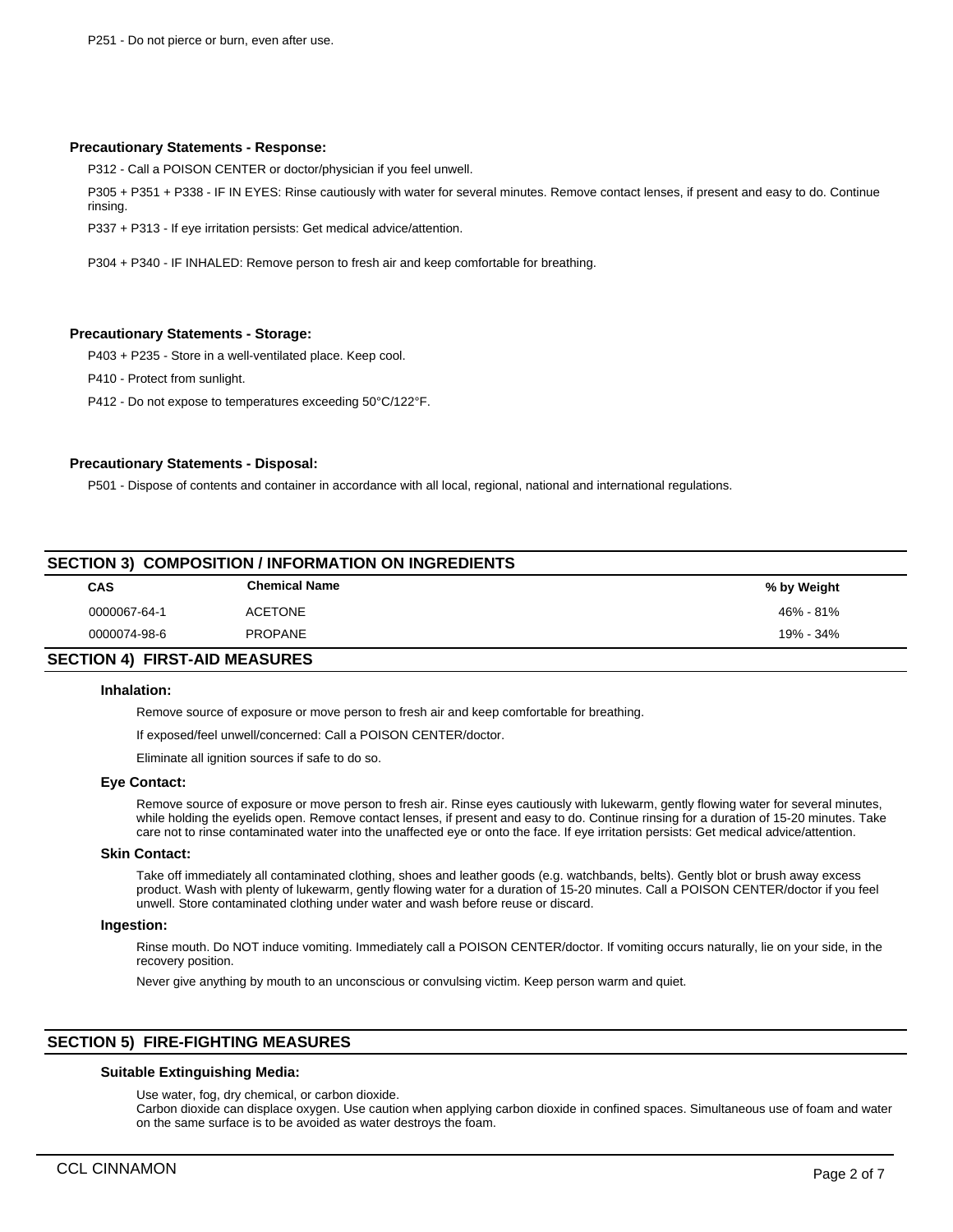P251 - Do not pierce or burn, even after use.

**Precautionary Statements - Response:**

P312 - Call a POISON CENTER or doctor/physician if you feel unwell.

P305 + P351 + P338 - IF IN EYES: Rinse cautiously with water for several minutes. Remove contact lenses, if present and easy to do. Continue rinsing.

P337 + P313 - If eye irritation persists: Get medical advice/attention.

P304 + P340 - IF INHALED: Remove person to fresh air and keep comfortable for breathing.

**Precautionary Statements - Storage:**

P403 + P235 - Store in a well-ventilated place. Keep cool.

P410 - Protect from sunlight.

P412 - Do not expose to temperatures exceeding 50°C/122°F.

**Precautionary Statements - Disposal:**

P501 - Dispose of contents and container in accordance with all local, regional, national and international regulations.

## SECTION 3) COMPOSITION / INFORMATION ON INGREDIENTS

| CAS | Chemical Name | % by Weight |
| --- | --- | --- |
| 0000067-64-1 | ACETONE | 46% - 81% |
| 0000074-98-6 | PROPANE | 19% - 34% |

## SECTION 4) FIRST-AID MEASURES

### Inhalation:

Remove source of exposure or move person to fresh air and keep comfortable for breathing.

If exposed/feel unwell/concerned: Call a POISON CENTER/doctor.

Eliminate all ignition sources if safe to do so.

### Eye Contact:

Remove source of exposure or move person to fresh air. Rinse eyes cautiously with lukewarm, gently flowing water for several minutes, while holding the eyelids open. Remove contact lenses, if present and easy to do. Continue rinsing for a duration of 15-20 minutes. Take care not to rinse contaminated water into the unaffected eye or onto the face. If eye irritation persists: Get medical advice/attention.

### Skin Contact:

Take off immediately all contaminated clothing, shoes and leather goods (e.g. watchbands, belts). Gently blot or brush away excess product. Wash with plenty of lukewarm, gently flowing water for a duration of 15-20 minutes. Call a POISON CENTER/doctor if you feel unwell. Store contaminated clothing under water and wash before reuse or discard.

### Ingestion:

Rinse mouth. Do NOT induce vomiting. Immediately call a POISON CENTER/doctor. If vomiting occurs naturally, lie on your side, in the recovery position.

Never give anything by mouth to an unconscious or convulsing victim. Keep person warm and quiet.

## SECTION 5) FIRE-FIGHTING MEASURES

### Suitable Extinguishing Media:

Use water, fog, dry chemical, or carbon dioxide.
Carbon dioxide can displace oxygen. Use caution when applying carbon dioxide in confined spaces. Simultaneous use of foam and water on the same surface is to be avoided as water destroys the foam.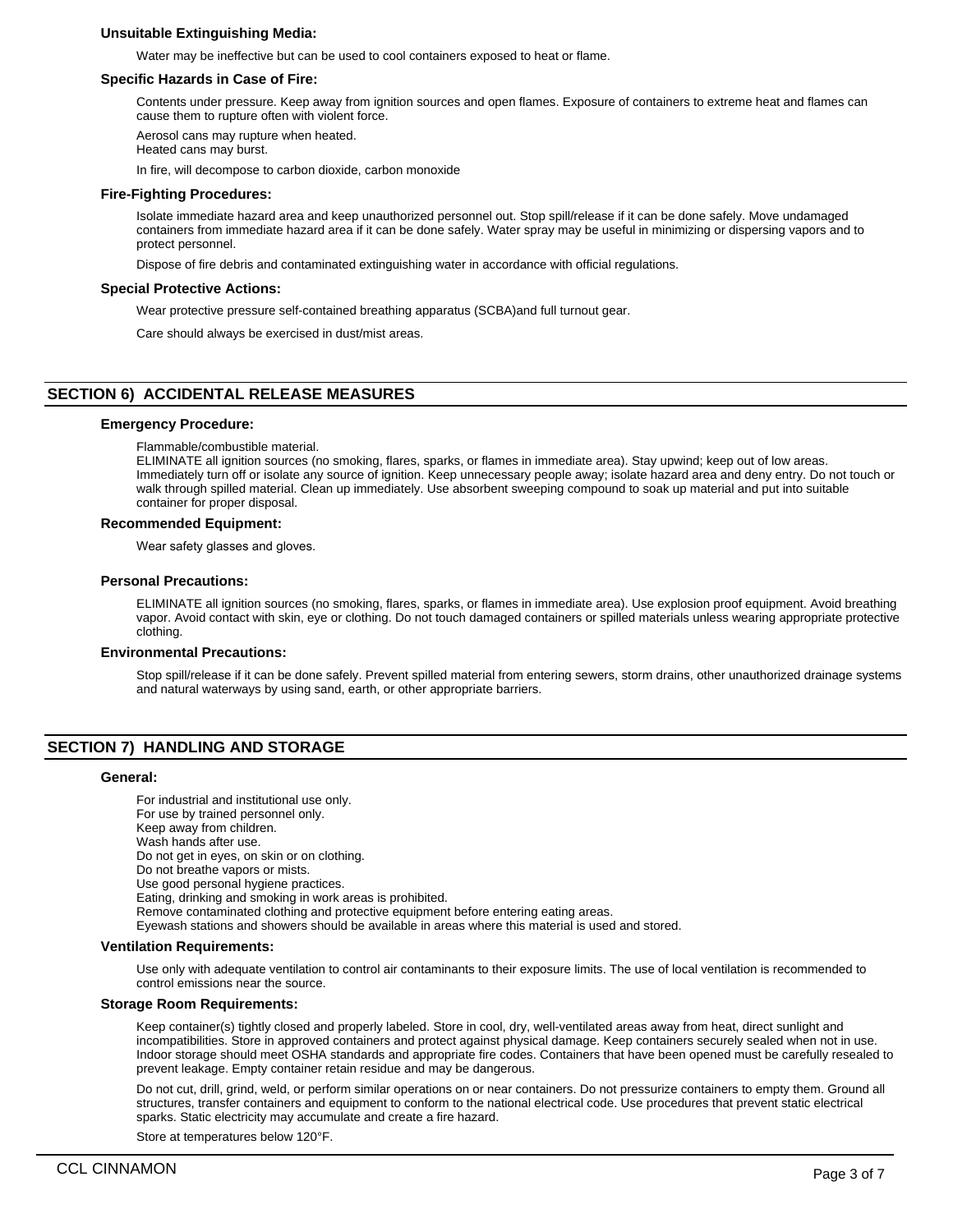### Unsuitable Extinguishing Media:

Water may be ineffective but can be used to cool containers exposed to heat or flame.

### Specific Hazards in Case of Fire:

Contents under pressure. Keep away from ignition sources and open flames. Exposure of containers to extreme heat and flames can cause them to rupture often with violent force.

Aerosol cans may rupture when heated.
Heated cans may burst.

In fire, will decompose to carbon dioxide, carbon monoxide

### Fire-Fighting Procedures:

Isolate immediate hazard area and keep unauthorized personnel out. Stop spill/release if it can be done safely. Move undamaged containers from immediate hazard area if it can be done safely. Water spray may be useful in minimizing or dispersing vapors and to protect personnel.

Dispose of fire debris and contaminated extinguishing water in accordance with official regulations.

### Special Protective Actions:

Wear protective pressure self-contained breathing apparatus (SCBA)and full turnout gear.

Care should always be exercised in dust/mist areas.

## SECTION 6) ACCIDENTAL RELEASE MEASURES

### Emergency Procedure:

Flammable/combustible material.
ELIMINATE all ignition sources (no smoking, flares, sparks, or flames in immediate area). Stay upwind; keep out of low areas. Immediately turn off or isolate any source of ignition. Keep unnecessary people away; isolate hazard area and deny entry. Do not touch or walk through spilled material. Clean up immediately. Use absorbent sweeping compound to soak up material and put into suitable container for proper disposal.

### Recommended Equipment:

Wear safety glasses and gloves.

### Personal Precautions:

ELIMINATE all ignition sources (no smoking, flares, sparks, or flames in immediate area). Use explosion proof equipment. Avoid breathing vapor. Avoid contact with skin, eye or clothing. Do not touch damaged containers or spilled materials unless wearing appropriate protective clothing.

### Environmental Precautions:

Stop spill/release if it can be done safely. Prevent spilled material from entering sewers, storm drains, other unauthorized drainage systems and natural waterways by using sand, earth, or other appropriate barriers.

## SECTION 7) HANDLING AND STORAGE

### General:

For industrial and institutional use only.
For use by trained personnel only.
Keep away from children.
Wash hands after use.
Do not get in eyes, on skin or on clothing.
Do not breathe vapors or mists.
Use good personal hygiene practices.
Eating, drinking and smoking in work areas is prohibited.
Remove contaminated clothing and protective equipment before entering eating areas.
Eyewash stations and showers should be available in areas where this material is used and stored.

### Ventilation Requirements:

Use only with adequate ventilation to control air contaminants to their exposure limits. The use of local ventilation is recommended to control emissions near the source.

### Storage Room Requirements:

Keep container(s) tightly closed and properly labeled. Store in cool, dry, well-ventilated areas away from heat, direct sunlight and incompatibilities. Store in approved containers and protect against physical damage. Keep containers securely sealed when not in use. Indoor storage should meet OSHA standards and appropriate fire codes. Containers that have been opened must be carefully resealed to prevent leakage. Empty container retain residue and may be dangerous.

Do not cut, drill, grind, weld, or perform similar operations on or near containers. Do not pressurize containers to empty them. Ground all structures, transfer containers and equipment to conform to the national electrical code. Use procedures that prevent static electrical sparks. Static electricity may accumulate and create a fire hazard.

Store at temperatures below 120°F.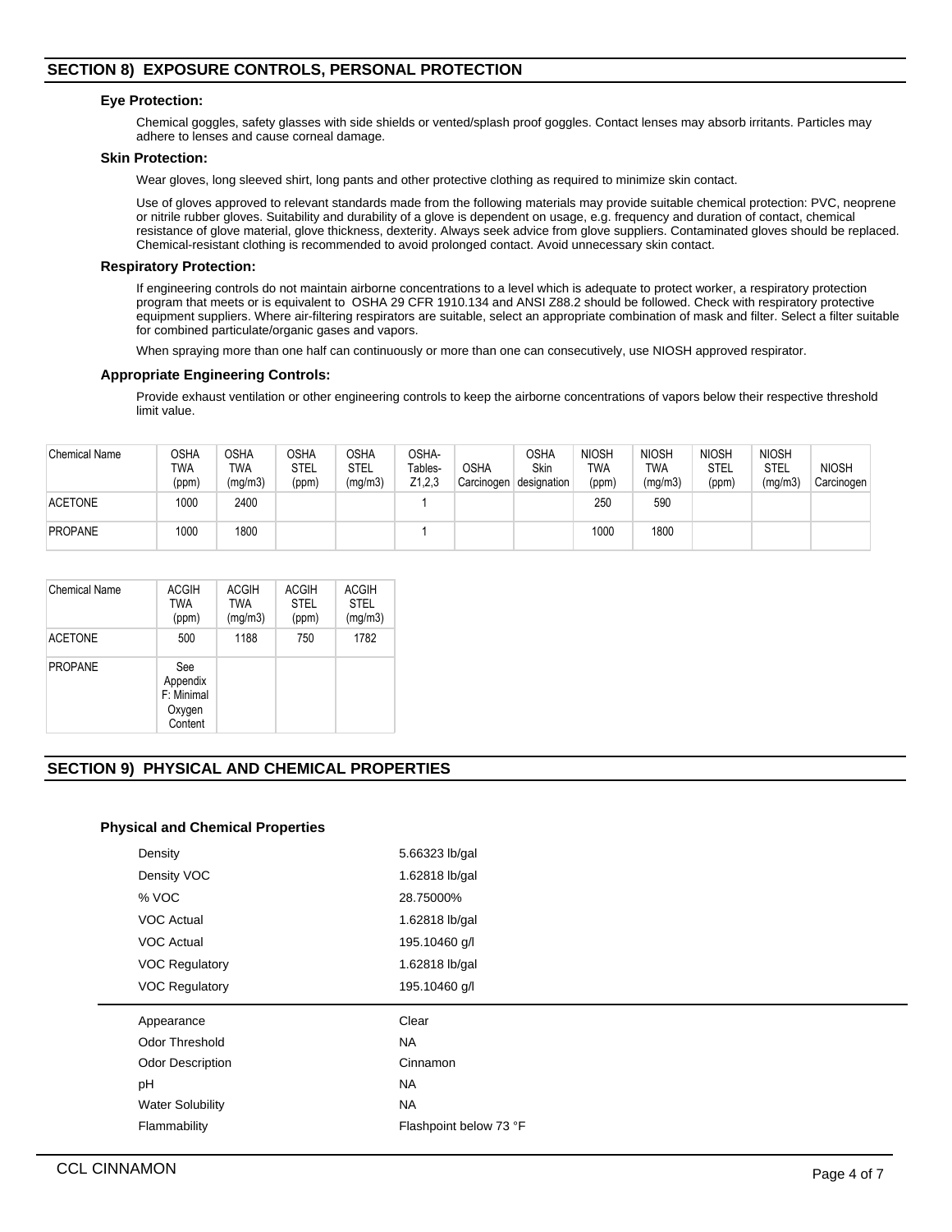## SECTION 8) EXPOSURE CONTROLS, PERSONAL PROTECTION

### Eye Protection:

Chemical goggles, safety glasses with side shields or vented/splash proof goggles. Contact lenses may absorb irritants. Particles may adhere to lenses and cause corneal damage.

### Skin Protection:

Wear gloves, long sleeved shirt, long pants and other protective clothing as required to minimize skin contact.

Use of gloves approved to relevant standards made from the following materials may provide suitable chemical protection: PVC, neoprene or nitrile rubber gloves. Suitability and durability of a glove is dependent on usage, e.g. frequency and duration of contact, chemical resistance of glove material, glove thickness, dexterity. Always seek advice from glove suppliers. Contaminated gloves should be replaced. Chemical-resistant clothing is recommended to avoid prolonged contact. Avoid unnecessary skin contact.

### Respiratory Protection:

If engineering controls do not maintain airborne concentrations to a level which is adequate to protect worker, a respiratory protection program that meets or is equivalent to OSHA 29 CFR 1910.134 and ANSI Z88.2 should be followed. Check with respiratory protective equipment suppliers. Where air-filtering respirators are suitable, select an appropriate combination of mask and filter. Select a filter suitable for combined particulate/organic gases and vapors.

When spraying more than one half can continuously or more than one can consecutively, use NIOSH approved respirator.

### Appropriate Engineering Controls:

Provide exhaust ventilation or other engineering controls to keep the airborne concentrations of vapors below their respective threshold limit value.

| Chemical Name | OSHA TWA (ppm) | OSHA TWA (mg/m3) | OSHA STEL (ppm) | OSHA STEL (mg/m3) | OSHA- Tables- Z1,2,3 | OSHA Carcinogen | OSHA Skin designation | NIOSH TWA (ppm) | NIOSH TWA (mg/m3) | NIOSH STEL (ppm) | NIOSH STEL (mg/m3) | NIOSH Carcinogen |
|---|---|---|---|---|---|---|---|---|---|---|---|---|
| ACETONE | 1000 | 2400 | | | 1 | | | 250 | 590 | | | |
| PROPANE | 1000 | 1800 | | | 1 | | | 1000 | 1800 | | | |

| Chemical Name | ACGIH TWA (ppm) | ACGIH TWA (mg/m3) | ACGIH STEL (ppm) | ACGIH STEL (mg/m3) |
|---|---|---|---|---|
| ACETONE | 500 | 1188 | 750 | 1782 |
| PROPANE | See Appendix F: Minimal Oxygen Content | | | |

## SECTION 9) PHYSICAL AND CHEMICAL PROPERTIES

### Physical and Chemical Properties

| | |
|---|---|
| Density | 5.66323 lb/gal |
| Density VOC | 1.62818 lb/gal |
| % VOC | 28.75000% |
| VOC Actual | 1.62818 lb/gal |
| VOC Actual | 195.10460 g/l |
| VOC Regulatory | 1.62818 lb/gal |
| VOC Regulatory | 195.10460 g/l |

| | |
|---|---|
| Appearance | Clear |
| Odor Threshold | NA |
| Odor Description | Cinnamon |
| pH | NA |
| Water Solubility | NA |
| Flammability | Flashpoint below 73 °F |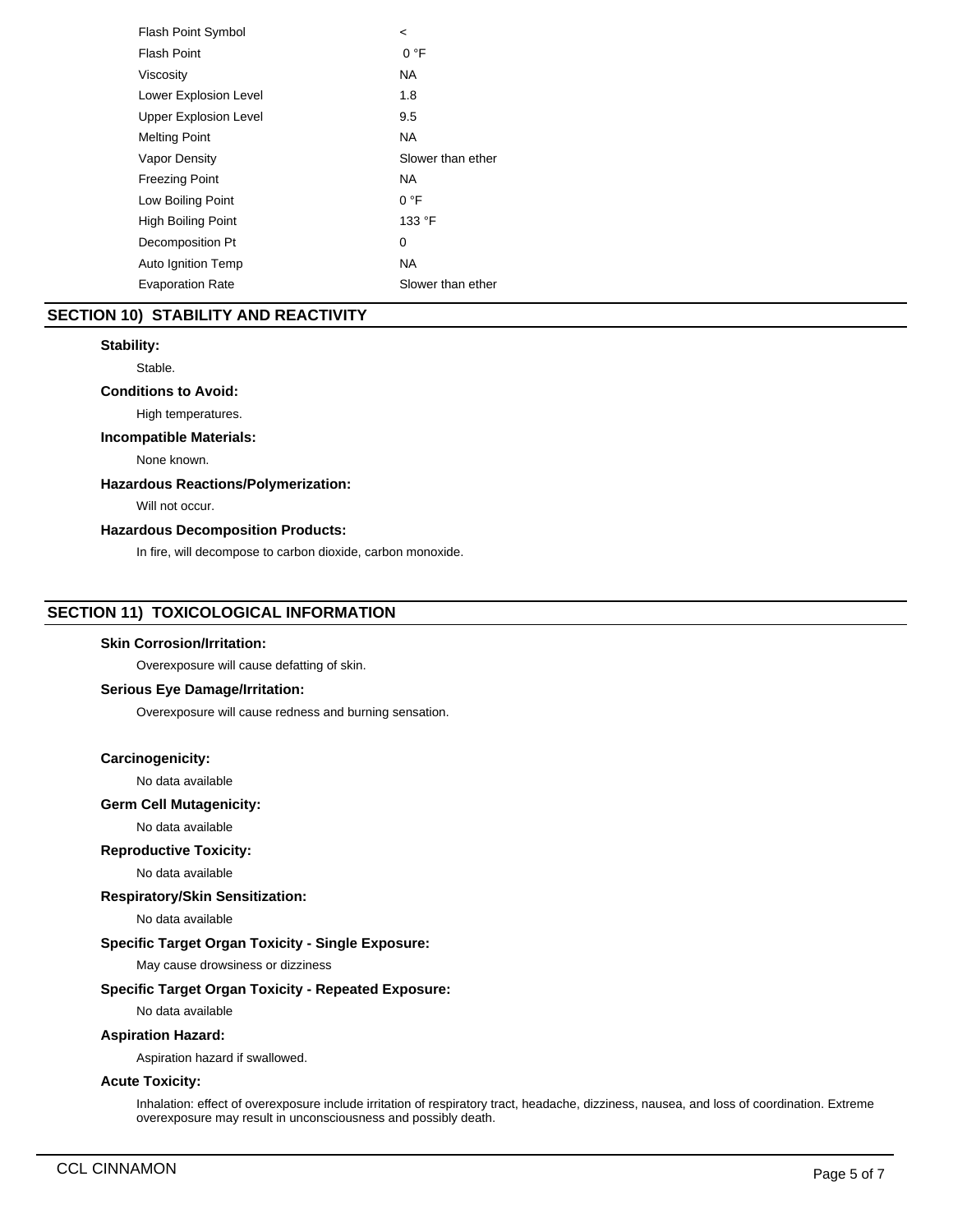| | |
|---|---|
| Flash Point Symbol | < |
| Flash Point | 0 °F |
| Viscosity | NA |
| Lower Explosion Level | 1.8 |
| Upper Explosion Level | 9.5 |
| Melting Point | NA |
| Vapor Density | Slower than ether |
| Freezing Point | NA |
| Low Boiling Point | 0 °F |
| High Boiling Point | 133 °F |
| Decomposition Pt | 0 |
| Auto Ignition Temp | NA |
| Evaporation Rate | Slower than ether |

## SECTION 10) STABILITY AND REACTIVITY

**Stability:**

Stable.

**Conditions to Avoid:**

High temperatures.

**Incompatible Materials:**

None known.

**Hazardous Reactions/Polymerization:**

Will not occur.

**Hazardous Decomposition Products:**

In fire, will decompose to carbon dioxide, carbon monoxide.

## SECTION 11) TOXICOLOGICAL INFORMATION

**Skin Corrosion/Irritation:**

Overexposure will cause defatting of skin.

**Serious Eye Damage/Irritation:**

Overexposure will cause redness and burning sensation.

**Carcinogenicity:**

No data available

**Germ Cell Mutagenicity:**

No data available

**Reproductive Toxicity:**

No data available

**Respiratory/Skin Sensitization:**

No data available

**Specific Target Organ Toxicity - Single Exposure:**

May cause drowsiness or dizziness

**Specific Target Organ Toxicity - Repeated Exposure:**

No data available

**Aspiration Hazard:**

Aspiration hazard if swallowed.

**Acute Toxicity:**

Inhalation: effect of overexposure include irritation of respiratory tract, headache, dizziness, nausea, and loss of coordination. Extreme overexposure may result in unconsciousness and possibly death.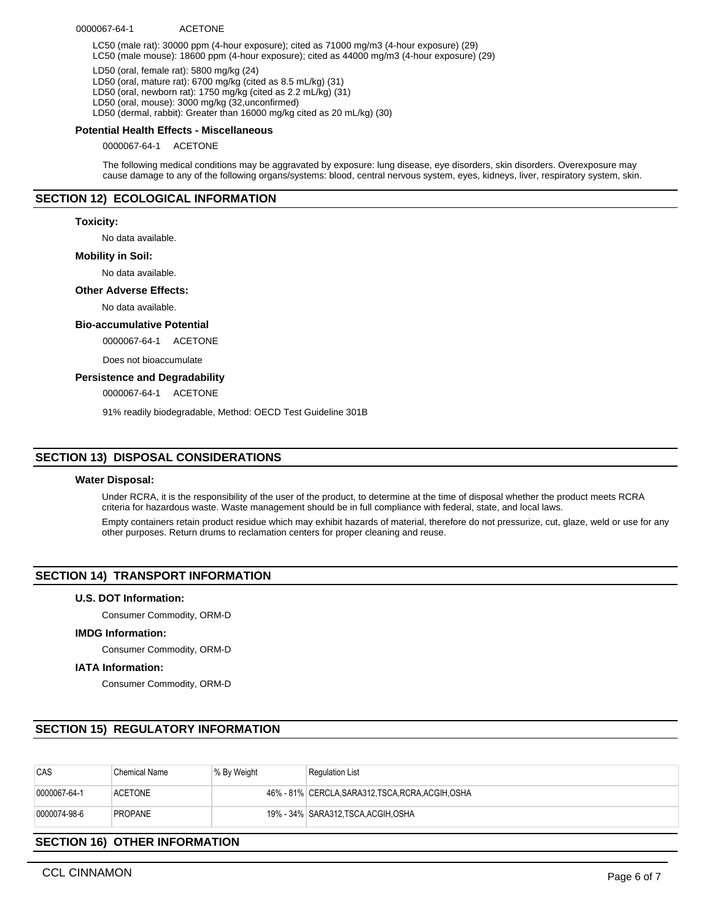0000067-64-1 ACETONE

LC50 (male rat): 30000 ppm (4-hour exposure); cited as 71000 mg/m3 (4-hour exposure) (29)
LC50 (male mouse): 18600 ppm (4-hour exposure); cited as 44000 mg/m3 (4-hour exposure) (29)

LD50 (oral, female rat): 5800 mg/kg (24)
LD50 (oral, mature rat): 6700 mg/kg (cited as 8.5 mL/kg) (31)
LD50 (oral, newborn rat): 1750 mg/kg (cited as 2.2 mL/kg) (31)
LD50 (oral, mouse): 3000 mg/kg (32,unconfirmed)
LD50 (dermal, rabbit): Greater than 16000 mg/kg cited as 20 mL/kg) (30)

### Potential Health Effects - Miscellaneous

0000067-64-1 ACETONE

The following medical conditions may be aggravated by exposure: lung disease, eye disorders, skin disorders. Overexposure may cause damage to any of the following organs/systems: blood, central nervous system, eyes, kidneys, liver, respiratory system, skin.

## SECTION 12) ECOLOGICAL INFORMATION

### Toxicity:

No data available.

### Mobility in Soil:

No data available.

### Other Adverse Effects:

No data available.

### Bio-accumulative Potential

0000067-64-1 ACETONE

Does not bioaccumulate

### Persistence and Degradability

0000067-64-1 ACETONE

91% readily biodegradable, Method: OECD Test Guideline 301B

## SECTION 13) DISPOSAL CONSIDERATIONS

### Water Disposal:

Under RCRA, it is the responsibility of the user of the product, to determine at the time of disposal whether the product meets RCRA criteria for hazardous waste. Waste management should be in full compliance with federal, state, and local laws.

Empty containers retain product residue which may exhibit hazards of material, therefore do not pressurize, cut, glaze, weld or use for any other purposes. Return drums to reclamation centers for proper cleaning and reuse.

## SECTION 14) TRANSPORT INFORMATION

### U.S. DOT Information:

Consumer Commodity, ORM-D

### IMDG Information:

Consumer Commodity, ORM-D

### IATA Information:

Consumer Commodity, ORM-D

## SECTION 15) REGULATORY INFORMATION

| CAS | Chemical Name | % By Weight | Regulation List |
|---|---|---|---|
| 0000067-64-1 | ACETONE | 46% - 81% | CERCLA,SARA312,TSCA,RCRA,ACGIH,OSHA |
| 0000074-98-6 | PROPANE | 19% - 34% | SARA312,TSCA,ACGIH,OSHA |

## SECTION 16) OTHER INFORMATION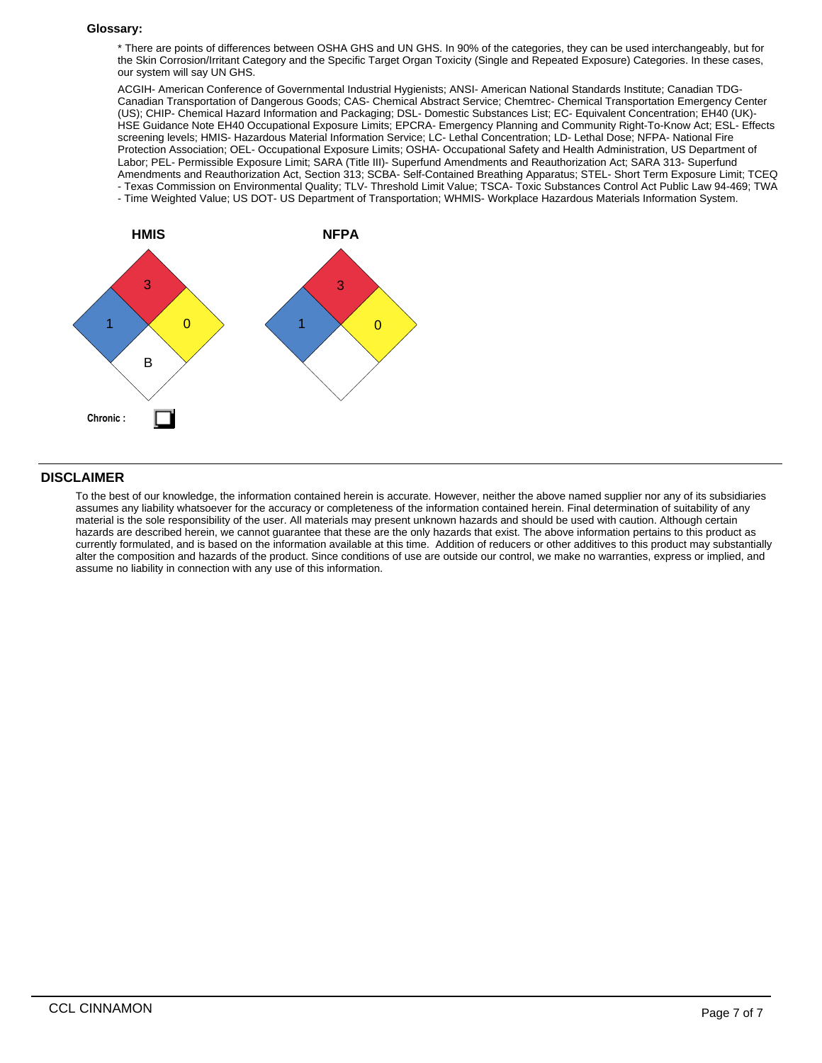**Glossary:**

* There are points of differences between OSHA GHS and UN GHS. In 90% of the categories, they can be used interchangeably, but for the Skin Corrosion/Irritant Category and the Specific Target Organ Toxicity (Single and Repeated Exposure) Categories. In these cases, our system will say UN GHS.

ACGIH- American Conference of Governmental Industrial Hygienists; ANSI- American National Standards Institute; Canadian TDG- Canadian Transportation of Dangerous Goods; CAS- Chemical Abstract Service; Chemtrec- Chemical Transportation Emergency Center (US); CHIP- Chemical Hazard Information and Packaging; DSL- Domestic Substances List; EC- Equivalent Concentration; EH40 (UK)- HSE Guidance Note EH40 Occupational Exposure Limits; EPCRA- Emergency Planning and Community Right-To-Know Act; ESL- Effects screening levels; HMIS- Hazardous Material Information Service; LC- Lethal Concentration; LD- Lethal Dose; NFPA- National Fire Protection Association; OEL- Occupational Exposure Limits; OSHA- Occupational Safety and Health Administration, US Department of Labor; PEL- Permissible Exposure Limit; SARA (Title III)- Superfund Amendments and Reauthorization Act; SARA 313- Superfund Amendments and Reauthorization Act, Section 313; SCBA- Self-Contained Breathing Apparatus; STEL- Short Term Exposure Limit; TCEQ - Texas Commission on Environmental Quality; TLV- Threshold Limit Value; TSCA- Toxic Substances Control Act Public Law 94-469; TWA - Time Weighted Value; US DOT- US Department of Transportation; WHMIS- Workplace Hazardous Materials Information System.

**HMIS**

3
1
0
B

Chronic :

**NFPA**

3
1
0

## DISCLAIMER

To the best of our knowledge, the information contained herein is accurate. However, neither the above named supplier nor any of its subsidiaries assumes any liability whatsoever for the accuracy or completeness of the information contained herein. Final determination of suitability of any material is the sole responsibility of the user. All materials may present unknown hazards and should be used with caution. Although certain hazards are described herein, we cannot guarantee that these are the only hazards that exist. The above information pertains to this product as currently formulated, and is based on the information available at this time. Addition of reducers or other additives to this product may substantially alter the composition and hazards of the product. Since conditions of use are outside our control, we make no warranties, express or implied, and assume no liability in connection with any use of this information.